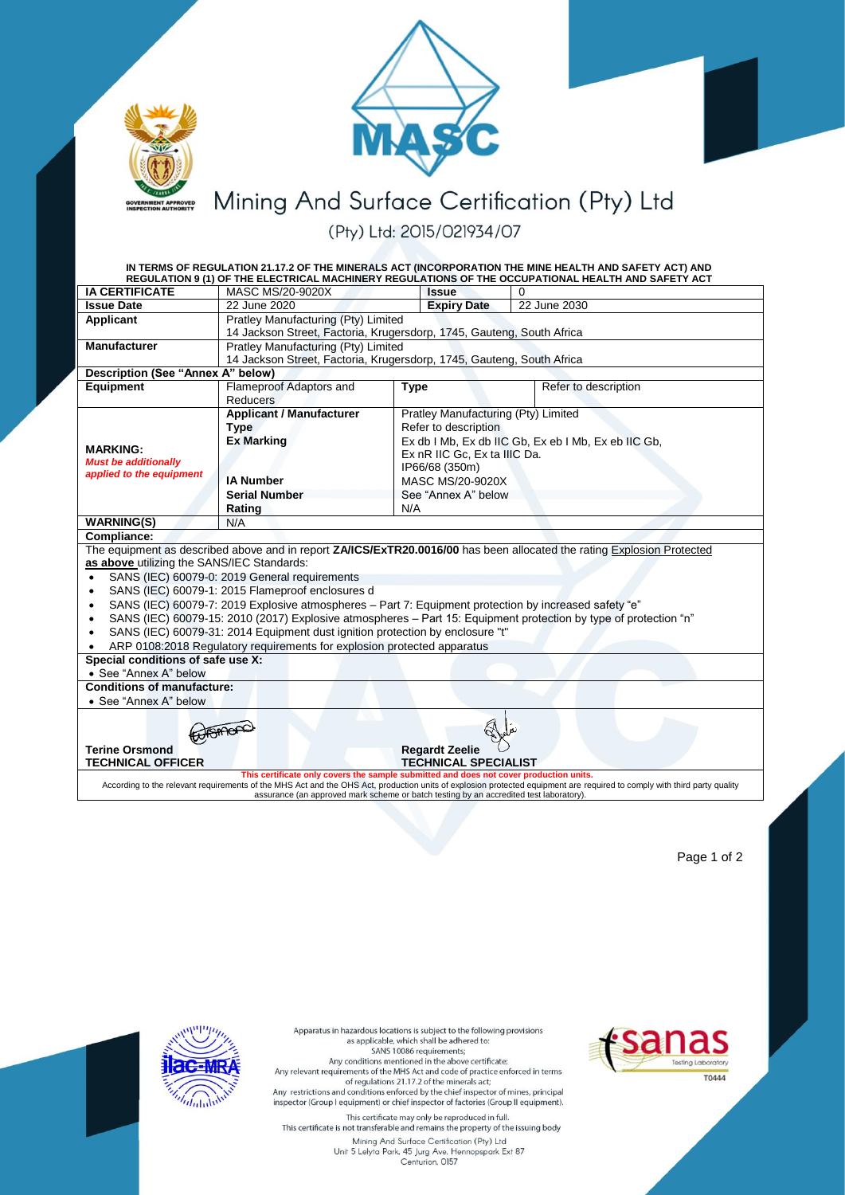# Mining And Surface Certification (Pty) Ltd

(Pty) Ltd: 2015/021934/07

**IN TERMS OF REGULATION 21.17.2 OF THE MINERALS ACT (INCORPORATION THE MINE HEALTH AND SAFETY ACT) AND REGULATION 9 (1) OF THE ELECTRICAL MACHINERY REGULATIONS OF THE OCCUPATIONAL HEALTH AND SAFETY ACT**

| **IA CERTIFICATE** | MASC MS/20-9020X | **Issue** | 0 |
|---|---|---|---|
| **Issue Date** | 22 June 2020 | **Expiry Date** | 22 June 2030 |
| **Applicant** | Pratley Manufacturing (Pty) Limited<br>14 Jackson Street, Factoria, Krugersdorp, 1745, Gauteng, South Africa | | |
| **Manufacturer** | Pratley Manufacturing (Pty) Limited<br>14 Jackson Street, Factoria, Krugersdorp, 1745, Gauteng, South Africa | | |
| **Description (See "Annex A" below)** | | | |
| **Equipment** | Flameproof Adaptors and Reducers | **Type** | Refer to description |
| **MARKING:**<br>***Must be additionally applied to the equipment*** | **Applicant / Manufacturer** | Pratley Manufacturing (Pty) Limited | |
| | **Type** | Refer to description | |
| | **Ex Marking** | Ex db I Mb, Ex db IIC Gb, Ex eb I Mb, Ex eb IIC Gb,<br>Ex nR IIC Gc, Ex ta IIIC Da.<br>IP66/68 (350m) | |
| | **IA Number** | MASC MS/20-9020X | |
| | **Serial Number** | See "Annex A" below | |
| | **Rating** | N/A | |
| **WARNING(S)** | N/A | | |

**Compliance:**

The equipment as described above and in report **ZA/ICS/ExTR20.0016/00** has been allocated the rating Explosion Protected **as above** utilizing the SANS/IEC Standards:

- SANS (IEC) 60079-0: 2019 General requirements
- SANS (IEC) 60079-1: 2015 Flameproof enclosures d
- SANS (IEC) 60079-7: 2019 Explosive atmospheres – Part 7: Equipment protection by increased safety "e"
- SANS (IEC) 60079-15: 2010 (2017) Explosive atmospheres – Part 15: Equipment protection by type of protection "n"
- SANS (IEC) 60079-31: 2014 Equipment dust ignition protection by enclosure "t"
- ARP 0108:2018 Regulatory requirements for explosion protected apparatus

**Special conditions of safe use X:**

- See "Annex A" below

**Conditions of manufacture:**

- See "Annex A" below

| **Terine Orsmond**<br>**TECHNICAL OFFICER** | **Regardt Zeelie**<br>**TECHNICAL SPECIALIST** |
|---|---|

**This certificate only covers the sample submitted and does not cover production units.**

According to the relevant requirements of the MHS Act and the OHS Act, production units of explosion protected equipment are required to comply with third party quality assurance (an approved mark scheme or batch testing by an accredited test laboratory).

Apparatus in hazardous locations is subject to the following provisions as applicable, which shall be adhered to:
SANS 10086 requirements;
Any conditions mentioned in the above certificate;
Any relevant requirements of the MHS Act and code of practice enforced in terms of regulations 21.17.2 of the minerals act;
Any restrictions and conditions enforced by the chief inspector of mines, principal inspector (Group I equipment) or chief inspector of factories (Group II equipment).

This certificate may only be reproduced in full.
This certificate is not transferable and remains the property of the issuing body

Mining And Surface Certification (Pty) Ltd
Unit 5 Lelyta Park, 45 Jurg Ave, Hennopspark Ext 87
Centurion, 0157

T0444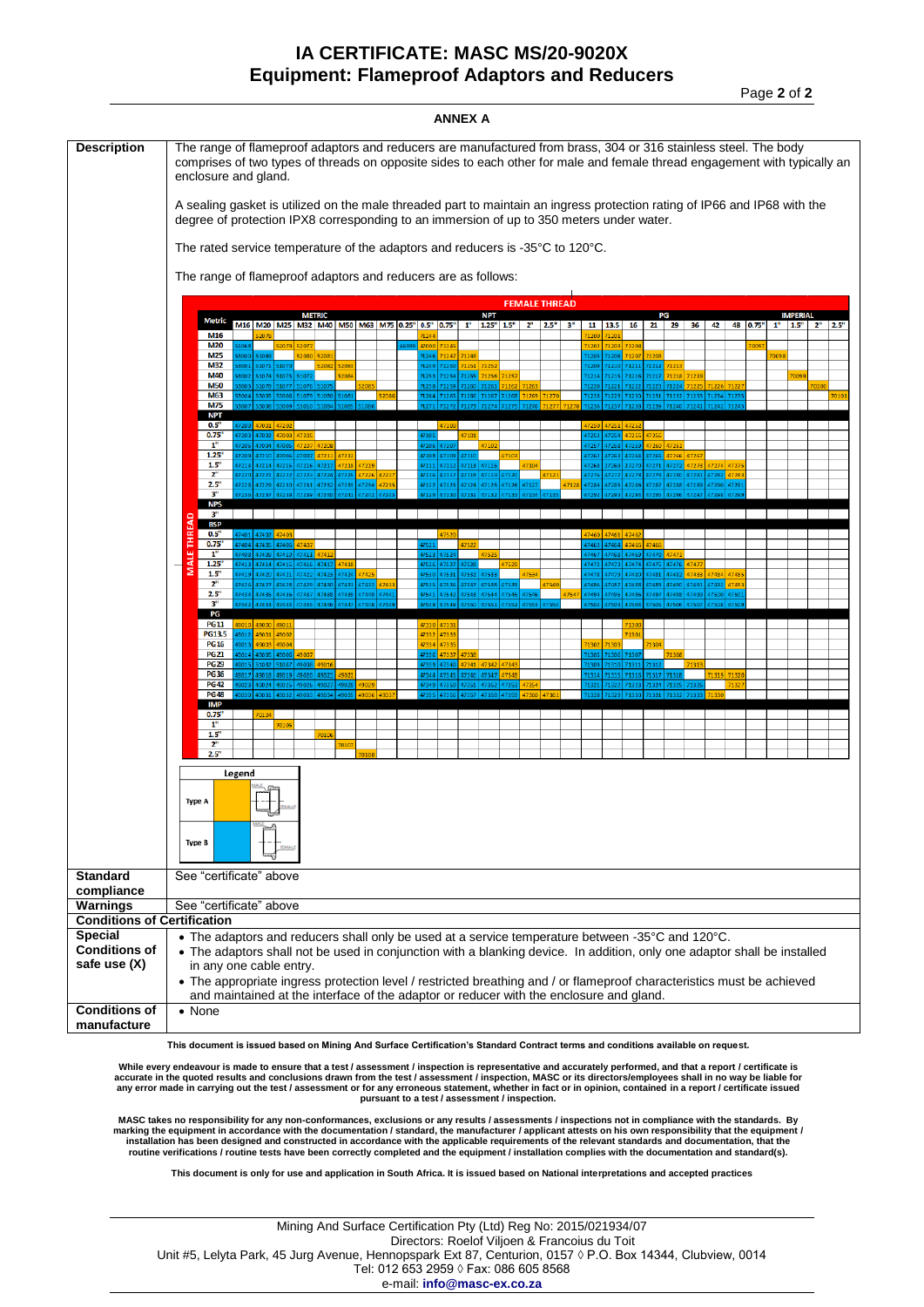# IA CERTIFICATE: MASC MS/20-9020X
# Equipment: Flameproof Adaptors and Reducers

## ANNEX A

**Description**

The range of flameproof adaptors and reducers are manufactured from brass, 304 or 316 stainless steel. The body comprises of two types of threads on opposite sides to each other for male and female thread engagement with typically an enclosure and gland.

A sealing gasket is utilized on the male threaded part to maintain an ingress protection rating of IP66 and IP68 with the degree of protection IPX8 corresponding to an immersion of up to 350 meters under water.

The rated service temperature of the adaptors and reducers is -35°C to 120°C.

The range of flameproof adaptors and reducers are as follows:

MALE THREAD (rows) / FEMALE THREAD (columns)

| | METRIC | | | | | | | | NPT | | | | | | | | | PG | | | | | | | | IMPERIAL | | | | |
|---|---|---|---|---|---|---|---|---|---|---|---|---|---|---|---|---|---|---|---|---|---|---|---|---|---|---|---|---|---|---|
| **Metric** | M16 | M20 | M25 | M32 | M40 | M50 | M63 | M75 | 0.25" | 0.5" | 0.75" | 1" | 1.25" | 1.5" | 2" | 2.5" | 3" | 11 | 13.5 | 16 | 21 | 29 | 36 | 42 | 48 | 0.75" | 1" | 1.5" | 2" | 2.5" |
| M16 | | 52078 | | | | | | | | 71244 | | | | | | | | 71200 | 71201 | | | | | | | | | | | |
| M20 | 51063 | | 52079 | 52072 | | | | | 46999 | 47000 | 71145 | | | | | | | 71202 | 71203 | 71204 | | | | | | 70097 | | | | |
| M25 | 53003 | 51069 | | 52080 | 52081 | | | | | 71146 | 71147 | 71148 | | | | | | 71205 | 71206 | 71207 | 71208 | | | | | | 70098 | | | |
| M32 | 53001 | 51071 | 51073 | | 52082 | 52083 | | | | 71149 | 71150 | 71151 | 71152 | | | | | 71209 | 71210 | 71211 | 71212 | 71213 | | | | | | | | |
| M40 | 53002 | 51074 | 51075 | 51072 | | | 52084 | | | 71153 | 71154 | 71155 | 71156 | 71157 | | | | 71214 | 71215 | 71216 | 71217 | 71218 | 71219 | | | | | 70099 | | |
| M50 | 53003 | 53076 | 51077 | 51078 | 51079 | | | 52085 | | 71158 | 71159 | 71160 | 71161 | 71162 | 71163 | | | 71220 | 71221 | 71222 | 71223 | 71224 | 71225 | 71226 | 71227 | | | | 70100 | |
| M63 | 53004 | 53005 | 53006 | 51079 | 51080 | 51081 | | 52086 | | 71264 | 71165 | 71166 | 71167 | 71168 | 71169 | 71170 | | 71228 | 71229 | 71230 | 71231 | 71232 | 71233 | 71234 | 71235 | | | | | 70101 |
| M75 | 53007 | 53008 | 53009 | 51010 | 51084 | 51085 | 51086 | | | 71271 | 71272 | 71273 | 71274 | 71275 | 71276 | 71277 | 71278 | 71236 | 71237 | 71238 | 71239 | 71240 | 71241 | 71242 | 71243 | | | | | |
| **NPT** | | | | | | | | | | | | | | | | | | | | | | | | | | | | | | |
| 0.5" | 47200 | 47001 | 47202 | | | | | | | | 47100 | | | | | | | 47250 | 47251 | 47252 | | | | | | | | | | |
| 0.75" | 47203 | 47003 | 47003 | 47206 | | | | | | 47305 | | 47101 | | | | | | 47253 | 47254 | 47255 | 47256 | | | | | | | | | |
| 1" | 47205 | 47004 | 47005 | 47207 | 47208 | | | | | 47306 | 47307 | | 47102 | | | | | 47257 | 47258 | 47259 | 47260 | 47261 | | | | | | | | |
| 1.25" | 47209 | 47210 | 47006 | 47007 | 47211 | 47212 | | | | 47309 | 47109 | 47110 | | 47103 | | | | 47262 | 47263 | 47264 | 47265 | 47266 | 47267 | | | | | | | |
| 1.5" | 47213 | 47214 | 47215 | 47216 | 47217 | 47218 | 47219 | | | 47111 | 47112 | 47113 | 47115 | | 47104 | | | 47268 | 47269 | 47270 | 47271 | 47272 | 47273 | 47274 | 47275 | | | | | |
| 2" | 47220 | 47221 | 47222 | 47223 | 47224 | 47225 | 47226 | 47227 | | 47114 | 47117 | 47118 | 47119 | 47120 | | 47121 | | 47276 | 47277 | 47278 | 47279 | 47280 | 47281 | 47282 | 47283 | | | | | |
| 2.5" | 47228 | 47229 | 47230 | 47231 | 47232 | 47233 | 47234 | 47235 | | 47122 | 47123 | 47124 | 47125 | 47126 | 47127 | | 47128 | 47284 | 47285 | 47286 | 47287 | 47288 | 47289 | 47290 | 47291 | | | | | |
| 3" | 47236 | 47237 | 47238 | 47239 | 47240 | 47241 | 47242 | 47243 | | 47129 | 47130 | 47131 | 47132 | 47133 | 47134 | 47135 | | 47292 | 47293 | 47294 | 47295 | 47296 | 47297 | 47298 | 47299 | | | | | |
| **NPS** | | | | | | | | | | | | | | | | | | | | | | | | | | | | | | |
| 3" | | | | | | | | | | | | | | | | | | | | | | | | | | | | | | |
| **BSP** | | | | | | | | | | | | | | | | | | | | | | | | | | | | | | |
| 0.5" | 47401 | 47402 | 47403 | | | | | | | | 47520 | | | | | | | 47460 | 47461 | 47462 | | | | | | | | | | |
| 0.75" | 47404 | 47405 | 47406 | 47407 | | | | | | 47521 | | 47522 | | | | | | 47463 | 47464 | 47465 | 47466 | | | | | | | | | |
| 1" | 47408 | 47409 | 47410 | 47411 | 47412 | | | | | 47523 | 47524 | | 47525 | | | | | 47467 | 47468 | 47469 | 47470 | 47471 | | | | | | | | |
| 1.25" | 47413 | 47414 | 47415 | 47416 | 47417 | 47418 | | | | 47526 | 47527 | 47528 | | 47529 | | | | 47472 | 47473 | 47474 | 47475 | 47476 | 47477 | | | | | | | |
| 1.5" | 47419 | 47420 | 47421 | 47422 | 47423 | 47424 | 47425 | | | 47530 | 47531 | 47532 | 47533 | | 47534 | | | 47478 | 47479 | 47480 | 47481 | 47482 | 47483 | 47484 | 47485 | | | | | |
| 2" | 47426 | 47427 | 47428 | 47429 | 47430 | 47431 | 47432 | 47433 | | 47535 | 47536 | 47537 | 47538 | 47539 | | 47540 | | 47486 | 47487 | 47488 | 47489 | 47490 | 47491 | 47492 | 47493 | | | | | |
| 2.5" | 47434 | 47435 | 47436 | 47437 | 47438 | 47439 | 47440 | 47441 | | 47541 | 47542 | 47543 | 47544 | 47545 | 47546 | | 47547 | 47494 | 47495 | 47496 | 47497 | 47498 | 47499 | 47500 | 47501 | | | | | |
| 3" | 47442 | 47443 | 47444 | 47445 | 47446 | 47447 | 47448 | 47449 | | 47548 | 47549 | 47550 | 47551 | 47552 | 47553 | 47554 | | 47502 | 47503 | 47504 | 47505 | 47506 | 47507 | 47508 | 47509 | | | | | |
| **PG** | | | | | | | | | | | | | | | | | | | | | | | | | | | | | | |
| PG11 | 49010 | 49000 | 49011 | | | | | | | 47330 | 47331 | | | | | | | | | 71300 | | | | | | | | | | |
| PG13.5 | 49012 | 49001 | 49002 | | | | | | | 47332 | 47333 | | | | | | | | | 71301 | | | | | | | | | | |
| PG16 | 49013 | 49003 | 49004 | | | | | | | 47334 | 47335 | | | | | | | 71302 | 71303 | | 71304 | | | | | | | | | |
| PG21 | 49014 | 49005 | 49006 | 49007 | | | | | | 47336 | 47337 | 47338 | | | | | | 71305 | 71306 | 71307 | | 71308 | | | | | | | | |
| PG29 | 49015 | 53082 | 53087 | 49008 | 49016 | | | | | 47339 | 47340 | 47341 | 47342 | 47343 | | | | 71309 | 71310 | 71311 | 71312 | | 71313 | | | | | | | |
| PG36 | 49017 | 49018 | 49019 | 49020 | 49021 | 49022 | | | | 47344 | 47345 | 47346 | 47347 | 47348 | | | | 71314 | 71315 | 71316 | 71317 | 71318 | | 71319 | 71320 | | | | | |
| PG42 | 49023 | 49024 | 49025 | 49026 | 49027 | 49028 | 49029 | | | 47349 | 47350 | 47351 | 47352 | 47353 | 47354 | | | 71321 | 71322 | 71323 | 71324 | 71325 | 71326 | | 71327 | | | | | |
| PG48 | 49030 | 49031 | 49032 | 49033 | 49034 | 49035 | 49036 | 49037 | | 47355 | 47356 | 47357 | 47358 | 47359 | 47360 | 47361 | | 71328 | 71329 | 71330 | 71331 | 71332 | 71333 | 71334 | | | | | | |
| **IMP** | | | | | | | | | | | | | | | | | | | | | | | | | | | | | | |
| 0.75" | | 70104 | | | | | | | | | | | | | | | | | | | | | | | | | | | | |
| 1" | | | 70105 | | | | | | | | | | | | | | | | | | | | | | | | | | | |
| 1.5" | | | | | 70106 | | | | | | | | | | | | | | | | | | | | | | | | | |
| 2" | | | | | | 70107 | | | | | | | | | | | | | | | | | | | | | | | | |
| 2.5" | | | | | | | 70108 | | | | | | | | | | | | | | | | | | | | | | | |

**Legend**

Type A

Type B

| | |
|---|---|
| **Standard compliance** | See "certificate" above |
| **Warnings** | See "certificate" above |
| **Conditions of Certification** | |
| **Special Conditions of safe use (X)** | • The adaptors and reducers shall only be used at a service temperature between -35°C and 120°C.<br>• The adaptors shall not be used in conjunction with a blanking device. In addition, only one adaptor shall be installed in any one cable entry.<br>• The appropriate ingress protection level / restricted breathing and / or flameproof characteristics must be achieved and maintained at the interface of the adaptor or reducer with the enclosure and gland. |
| **Conditions of manufacture** | • None |

**This document is issued based on Mining And Surface Certification's Standard Contract terms and conditions available on request.**

**While every endeavour is made to ensure that a test / assessment / inspection is representative and accurately performed, and that a report / certificate is accurate in the quoted results and conclusions drawn from the test / assessment / inspection, MASC or its directors/employees shall in no way be liable for any error made in carrying out the test / assessment or for any erroneous statement, whether in fact or in opinion, contained in a report / certificate issued pursuant to a test / assessment / inspection.**

**MASC takes no responsibility for any non-conformances, exclusions or any results / assessments / inspections not in compliance with the standards. By marking the equipment in accordance with the documentation / standard, the manufacturer / applicant attests on his own responsibility that the equipment / installation has been designed and constructed in accordance with the applicable requirements of the relevant standards and documentation, that the routine verifications / routine tests have been correctly completed and the equipment / installation complies with the documentation and standard(s).**

**This document is only for use and application in South Africa. It is issued based on National interpretations and accepted practices**

Mining And Surface Certification Pty (Ltd) Reg No: 2015/021934/07
Directors: Roelof Viljoen & Francouis du Toit
Unit #5, Lelyta Park, 45 Jurg Avenue, Hennopspark Ext 87, Centurion, 0157 ◊ P.O. Box 14344, Clubview, 0014
Tel: 012 653 2959 ◊ Fax: 086 605 8568
e-mail: **info@masc-ex.co.za**